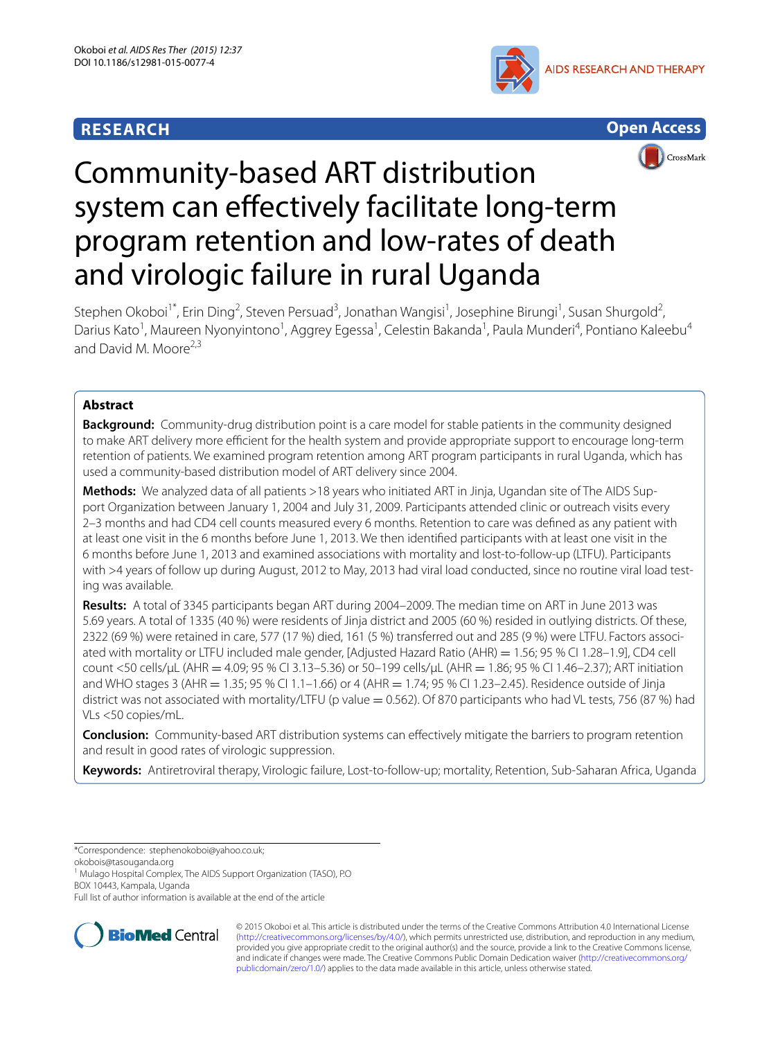RESEARCH

Open Access

# Community-based ART distribution system can effectively facilitate long-term program retention and low-rates of death and virologic failure in rural Uganda

Stephen Okoboi[1*], Erin Ding[2], Steven Persuad[3], Jonathan Wangisi[1], Josephine Birungi[1], Susan Shurgold[2], Darius Kato[1], Maureen Nyonyintono[1], Aggrey Egessa[1], Celestin Bakanda[1], Paula Munderi[4], Pontiano Kaleebu[4] and David M. Moore[2,3]

## Abstract

**Background:** Community-drug distribution point is a care model for stable patients in the community designed to make ART delivery more efficient for the health system and provide appropriate support to encourage long-term retention of patients. We examined program retention among ART program participants in rural Uganda, which has used a community-based distribution model of ART delivery since 2004.

**Methods:** We analyzed data of all patients >18 years who initiated ART in Jinja, Ugandan site of The AIDS Support Organization between January 1, 2004 and July 31, 2009. Participants attended clinic or outreach visits every 2–3 months and had CD4 cell counts measured every 6 months. Retention to care was defined as any patient with at least one visit in the 6 months before June 1, 2013. We then identified participants with at least one visit in the 6 months before June 1, 2013 and examined associations with mortality and lost-to-follow-up (LTFU). Participants with >4 years of follow up during August, 2012 to May, 2013 had viral load conducted, since no routine viral load testing was available.

**Results:** A total of 3345 participants began ART during 2004–2009. The median time on ART in June 2013 was 5.69 years. A total of 1335 (40 %) were residents of Jinja district and 2005 (60 %) resided in outlying districts. Of these, 2322 (69 %) were retained in care, 577 (17 %) died, 161 (5 %) transferred out and 285 (9 %) were LTFU. Factors associated with mortality or LTFU included male gender, [Adjusted Hazard Ratio (AHR) = 1.56; 95 % CI 1.28–1.9], CD4 cell count <50 cells/μL (AHR = 4.09; 95 % CI 3.13–5.36) or 50–199 cells/μL (AHR = 1.86; 95 % CI 1.46–2.37); ART initiation and WHO stages 3 (AHR = 1.35; 95 % CI 1.1–1.66) or 4 (AHR = 1.74; 95 % CI 1.23–2.45). Residence outside of Jinja district was not associated with mortality/LTFU (p value = 0.562). Of 870 participants who had VL tests, 756 (87 %) had VLs <50 copies/mL.

**Conclusion:** Community-based ART distribution systems can effectively mitigate the barriers to program retention and result in good rates of virologic suppression.

**Keywords:** Antiretroviral therapy, Virologic failure, Lost-to-follow-up; mortality, Retention, Sub-Saharan Africa, Uganda

*Correspondence: stephenokoboi@yahoo.co.uk; okobois@tasouganda.org
[1] Mulago Hospital Complex, The AIDS Support Organization (TASO), P.O BOX 10443, Kampala, Uganda
Full list of author information is available at the end of the article

© 2015 Okoboi et al. This article is distributed under the terms of the Creative Commons Attribution 4.0 International License (http://creativecommons.org/licenses/by/4.0/), which permits unrestricted use, distribution, and reproduction in any medium, provided you give appropriate credit to the original author(s) and the source, provide a link to the Creative Commons license, and indicate if changes were made. The Creative Commons Public Domain Dedication waiver (http://creativecommons.org/publicdomain/zero/1.0/) applies to the data made available in this article, unless otherwise stated.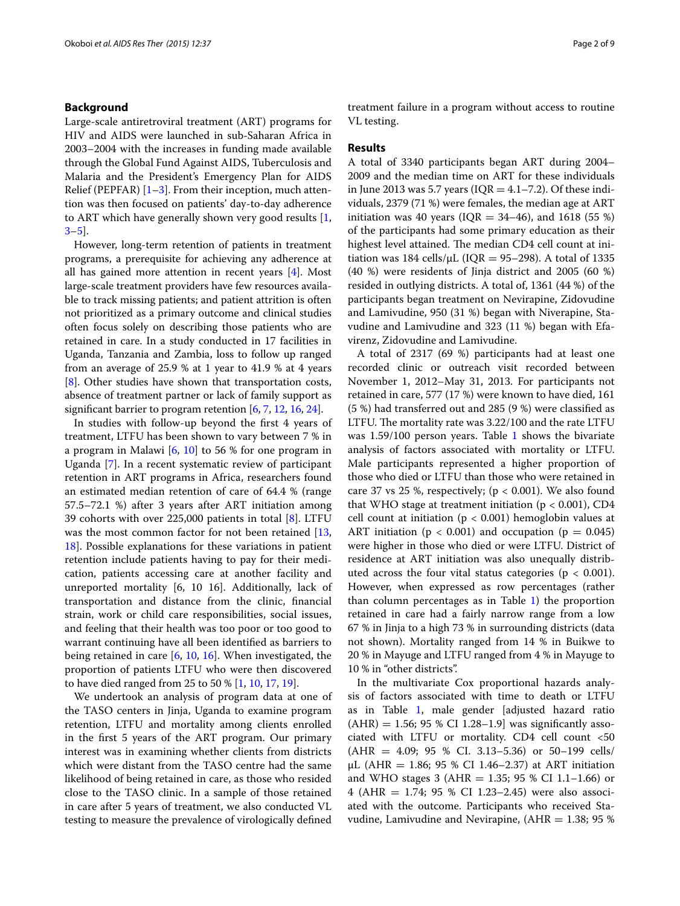## Background

Large-scale antiretroviral treatment (ART) programs for HIV and AIDS were launched in sub-Saharan Africa in 2003–2004 with the increases in funding made available through the Global Fund Against AIDS, Tuberculosis and Malaria and the President's Emergency Plan for AIDS Relief (PEPFAR) [1–3]. From their inception, much attention was then focused on patients' day-to-day adherence to ART which have generally shown very good results [1, 3–5].

However, long-term retention of patients in treatment programs, a prerequisite for achieving any adherence at all has gained more attention in recent years [4]. Most large-scale treatment providers have few resources available to track missing patients; and patient attrition is often not prioritized as a primary outcome and clinical studies often focus solely on describing those patients who are retained in care. In a study conducted in 17 facilities in Uganda, Tanzania and Zambia, loss to follow up ranged from an average of 25.9 % at 1 year to 41.9 % at 4 years [8]. Other studies have shown that transportation costs, absence of treatment partner or lack of family support as significant barrier to program retention [6, 7, 12, 16, 24].

In studies with follow-up beyond the first 4 years of treatment, LTFU has been shown to vary between 7 % in a program in Malawi [6, 10] to 56 % for one program in Uganda [7]. In a recent systematic review of participant retention in ART programs in Africa, researchers found an estimated median retention of care of 64.4 % (range 57.5–72.1 %) after 3 years after ART initiation among 39 cohorts with over 225,000 patients in total [8]. LTFU was the most common factor for not been retained [13, 18]. Possible explanations for these variations in patient retention include patients having to pay for their medication, patients accessing care at another facility and unreported mortality [6, 10 16]. Additionally, lack of transportation and distance from the clinic, financial strain, work or child care responsibilities, social issues, and feeling that their health was too poor or too good to warrant continuing have all been identified as barriers to being retained in care [6, 10, 16]. When investigated, the proportion of patients LTFU who were then discovered to have died ranged from 25 to 50 % [1, 10, 17, 19].

We undertook an analysis of program data at one of the TASO centers in Jinja, Uganda to examine program retention, LTFU and mortality among clients enrolled in the first 5 years of the ART program. Our primary interest was in examining whether clients from districts which were distant from the TASO centre had the same likelihood of being retained in care, as those who resided close to the TASO clinic. In a sample of those retained in care after 5 years of treatment, we also conducted VL testing to measure the prevalence of virologically defined treatment failure in a program without access to routine VL testing.

## Results

A total of 3340 participants began ART during 2004–2009 and the median time on ART for these individuals in June 2013 was 5.7 years (IQR = 4.1–7.2). Of these individuals, 2379 (71 %) were females, the median age at ART initiation was 40 years (IQR = 34–46), and 1618 (55 %) of the participants had some primary education as their highest level attained. The median CD4 cell count at initiation was 184 cells/μL (IQR = 95–298). A total of 1335 (40 %) were residents of Jinja district and 2005 (60 %) resided in outlying districts. A total of, 1361 (44 %) of the participants began treatment on Nevirapine, Zidovudine and Lamivudine, 950 (31 %) began with Niverapine, Stavudine and Lamivudine and 323 (11 %) began with Efavirenz, Zidovudine and Lamivudine.

A total of 2317 (69 %) participants had at least one recorded clinic or outreach visit recorded between November 1, 2012–May 31, 2013. For participants not retained in care, 577 (17 %) were known to have died, 161 (5 %) had transferred out and 285 (9 %) were classified as LTFU. The mortality rate was 3.22/100 and the rate LTFU was 1.59/100 person years. Table 1 shows the bivariate analysis of factors associated with mortality or LTFU. Male participants represented a higher proportion of those who died or LTFU than those who were retained in care 37 vs 25 %, respectively; ($p < 0.001$). We also found that WHO stage at treatment initiation ($p < 0.001$), CD4 cell count at initiation ($p < 0.001$) hemoglobin values at ART initiation ($p < 0.001$) and occupation ($p = 0.045$) were higher in those who died or were LTFU. District of residence at ART initiation was also unequally distributed across the four vital status categories ($p < 0.001$). However, when expressed as row percentages (rather than column percentages as in Table 1) the proportion retained in care had a fairly narrow range from a low 67 % in Jinja to a high 73 % in surrounding districts (data not shown). Mortality ranged from 14 % in Buikwe to 20 % in Mayuge and LTFU ranged from 4 % in Mayuge to 10 % in "other districts".

In the multivariate Cox proportional hazards analysis of factors associated with time to death or LTFU as in Table 1, male gender [adjusted hazard ratio (AHR) = 1.56; 95 % CI 1.28–1.9] was significantly associated with LTFU or mortality. CD4 cell count <50 (AHR = 4.09; 95 % CI. 3.13–5.36) or 50–199 cells/μL (AHR = 1.86; 95 % CI 1.46–2.37) at ART initiation and WHO stages 3 (AHR = 1.35; 95 % CI 1.1–1.66) or 4 (AHR = 1.74; 95 % CI 1.23–2.45) were also associated with the outcome. Participants who received Stavudine, Lamivudine and Nevirapine, (AHR = 1.38; 95 %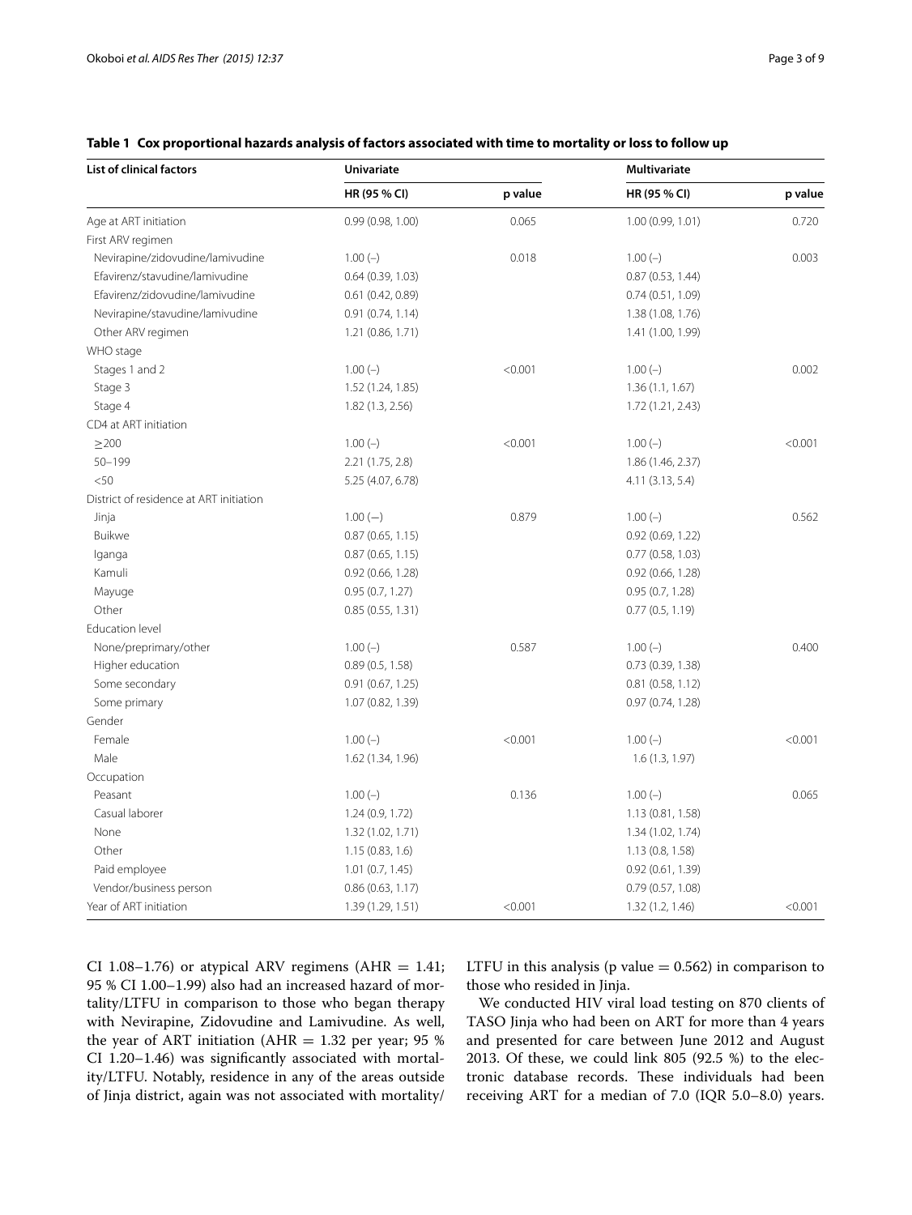**Table 1 Cox proportional hazards analysis of factors associated with time to mortality or loss to follow up**

| List of clinical factors | Univariate | | Multivariate | |
|---|---|---|---|---|
| | HR (95 % CI) | p value | HR (95 % CI) | p value |
| Age at ART initiation | 0.99 (0.98, 1.00) | 0.065 | 1.00 (0.99, 1.01) | 0.720 |
| First ARV regimen | | | | |
| Nevirapine/zidovudine/lamivudine | 1.00 (–) | 0.018 | 1.00 (–) | 0.003 |
| Efavirenz/stavudine/lamivudine | 0.64 (0.39, 1.03) | | 0.87 (0.53, 1.44) | |
| Efavirenz/zidovudine/lamivudine | 0.61 (0.42, 0.89) | | 0.74 (0.51, 1.09) | |
| Nevirapine/stavudine/lamivudine | 0.91 (0.74, 1.14) | | 1.38 (1.08, 1.76) | |
| Other ARV regimen | 1.21 (0.86, 1.71) | | 1.41 (1.00, 1.99) | |
| WHO stage | | | | |
| Stages 1 and 2 | 1.00 (–) | <0.001 | 1.00 (–) | 0.002 |
| Stage 3 | 1.52 (1.24, 1.85) | | 1.36 (1.1, 1.67) | |
| Stage 4 | 1.82 (1.3, 2.56) | | 1.72 (1.21, 2.43) | |
| CD4 at ART initiation | | | | |
| ≥200 | 1.00 (–) | <0.001 | 1.00 (–) | <0.001 |
| 50–199 | 2.21 (1.75, 2.8) | | 1.86 (1.46, 2.37) | |
| <50 | 5.25 (4.07, 6.78) | | 4.11 (3.13, 5.4) | |
| District of residence at ART initiation | | | | |
| Jinja | 1.00 (—) | 0.879 | 1.00 (–) | 0.562 |
| Buikwe | 0.87 (0.65, 1.15) | | 0.92 (0.69, 1.22) | |
| Iganga | 0.87 (0.65, 1.15) | | 0.77 (0.58, 1.03) | |
| Kamuli | 0.92 (0.66, 1.28) | | 0.92 (0.66, 1.28) | |
| Mayuge | 0.95 (0.7, 1.27) | | 0.95 (0.7, 1.28) | |
| Other | 0.85 (0.55, 1.31) | | 0.77 (0.5, 1.19) | |
| Education level | | | | |
| None/preprimary/other | 1.00 (–) | 0.587 | 1.00 (–) | 0.400 |
| Higher education | 0.89 (0.5, 1.58) | | 0.73 (0.39, 1.38) | |
| Some secondary | 0.91 (0.67, 1.25) | | 0.81 (0.58, 1.12) | |
| Some primary | 1.07 (0.82, 1.39) | | 0.97 (0.74, 1.28) | |
| Gender | | | | |
| Female | 1.00 (–) | <0.001 | 1.00 (–) | <0.001 |
| Male | 1.62 (1.34, 1.96) | | 1.6 (1.3, 1.97) | |
| Occupation | | | | |
| Peasant | 1.00 (–) | 0.136 | 1.00 (–) | 0.065 |
| Casual laborer | 1.24 (0.9, 1.72) | | 1.13 (0.81, 1.58) | |
| None | 1.32 (1.02, 1.71) | | 1.34 (1.02, 1.74) | |
| Other | 1.15 (0.83, 1.6) | | 1.13 (0.8, 1.58) | |
| Paid employee | 1.01 (0.7, 1.45) | | 0.92 (0.61, 1.39) | |
| Vendor/business person | 0.86 (0.63, 1.17) | | 0.79 (0.57, 1.08) | |
| Year of ART initiation | 1.39 (1.29, 1.51) | <0.001 | 1.32 (1.2, 1.46) | <0.001 |

CI 1.08–1.76) or atypical ARV regimens (AHR = 1.41; 95 % CI 1.00–1.99) also had an increased hazard of mortality/LTFU in comparison to those who began therapy with Nevirapine, Zidovudine and Lamivudine. As well, the year of ART initiation (AHR = 1.32 per year; 95 % CI 1.20–1.46) was significantly associated with mortality/LTFU. Notably, residence in any of the areas outside of Jinja district, again was not associated with mortality/LTFU in this analysis (p value = 0.562) in comparison to those who resided in Jinja.

We conducted HIV viral load testing on 870 clients of TASO Jinja who had been on ART for more than 4 years and presented for care between June 2012 and August 2013. Of these, we could link 805 (92.5 %) to the electronic database records. These individuals had been receiving ART for a median of 7.0 (IQR 5.0–8.0) years.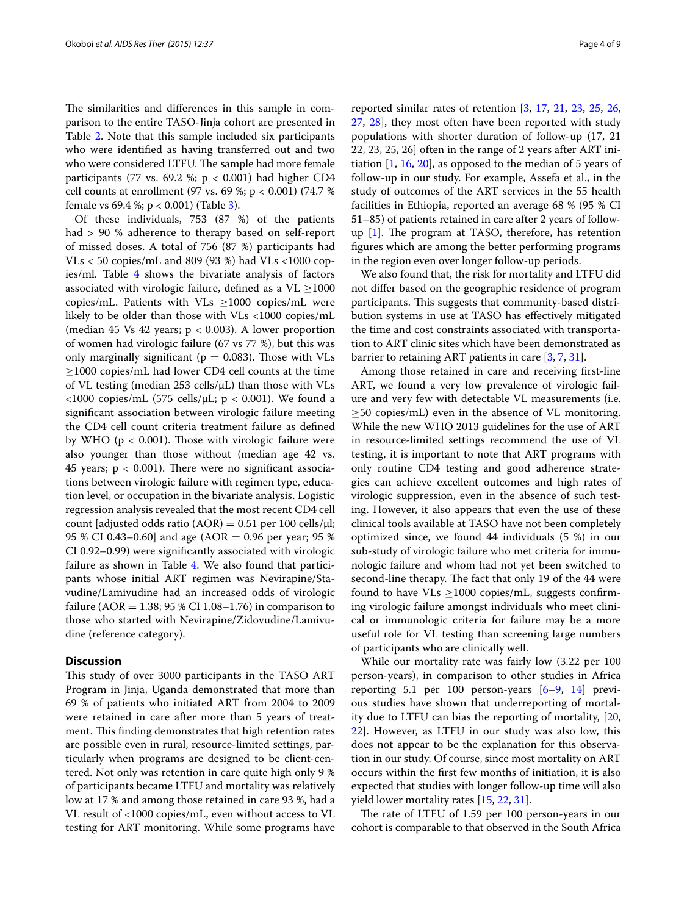The similarities and differences in this sample in comparison to the entire TASO-Jinja cohort are presented in Table 2. Note that this sample included six participants who were identified as having transferred out and two who were considered LTFU. The sample had more female participants (77 vs. 69.2 %; $p < 0.001$) had higher CD4 cell counts at enrollment (97 vs. 69 %; $p < 0.001$) (74.7 % female vs 69.4 %; $p < 0.001$) (Table 3).

Of these individuals, 753 (87 %) of the patients had > 90 % adherence to therapy based on self-report of missed doses. A total of 756 (87 %) participants had VLs < 50 copies/mL and 809 (93 %) had VLs <1000 copies/ml. Table 4 shows the bivariate analysis of factors associated with virologic failure, defined as a VL $\geq$1000 copies/mL. Patients with VLs $\geq$1000 copies/mL were likely to be older than those with VLs <1000 copies/mL (median 45 Vs 42 years; $p < 0.003$). A lower proportion of women had virologic failure (67 vs 77 %), but this was only marginally significant ($p = 0.083$). Those with VLs $\geq$1000 copies/mL had lower CD4 cell counts at the time of VL testing (median 253 cells/μL) than those with VLs <1000 copies/mL (575 cells/μL; $p < 0.001$). We found a significant association between virologic failure meeting the CD4 cell count criteria treatment failure as defined by WHO ($p < 0.001$). Those with virologic failure were also younger than those without (median age 42 vs. 45 years; $p < 0.001$). There were no significant associations between virologic failure with regimen type, education level, or occupation in the bivariate analysis. Logistic regression analysis revealed that the most recent CD4 cell count [adjusted odds ratio (AOR) = 0.51 per 100 cells/μl; 95 % CI 0.43–0.60] and age (AOR = 0.96 per year; 95 % CI 0.92–0.99) were significantly associated with virologic failure as shown in Table 4. We also found that participants whose initial ART regimen was Nevirapine/Stavudine/Lamivudine had an increased odds of virologic failure (AOR = 1.38; 95 % CI 1.08–1.76) in comparison to those who started with Nevirapine/Zidovudine/Lamivudine (reference category).

## Discussion

This study of over 3000 participants in the TASO ART Program in Jinja, Uganda demonstrated that more than 69 % of patients who initiated ART from 2004 to 2009 were retained in care after more than 5 years of treatment. This finding demonstrates that high retention rates are possible even in rural, resource-limited settings, particularly when programs are designed to be client-centered. Not only was retention in care quite high only 9 % of participants became LTFU and mortality was relatively low at 17 % and among those retained in care 93 %, had a VL result of <1000 copies/mL, even without access to VL testing for ART monitoring. While some programs have reported similar rates of retention [3, 17, 21, 23, 25, 26, 27, 28], they most often have been reported with study populations with shorter duration of follow-up (17, 21 22, 23, 25, 26] often in the range of 2 years after ART initiation [1, 16, 20], as opposed to the median of 5 years of follow-up in our study. For example, Assefa et al., in the study of outcomes of the ART services in the 55 health facilities in Ethiopia, reported an average 68 % (95 % CI 51–85) of patients retained in care after 2 years of follow-up [1]. The program at TASO, therefore, has retention figures which are among the better performing programs in the region even over longer follow-up periods.

We also found that, the risk for mortality and LTFU did not differ based on the geographic residence of program participants. This suggests that community-based distribution systems in use at TASO has effectively mitigated the time and cost constraints associated with transportation to ART clinic sites which have been demonstrated as barrier to retaining ART patients in care [3, 7, 31].

Among those retained in care and receiving first-line ART, we found a very low prevalence of virologic failure and very few with detectable VL measurements (i.e. $\geq$50 copies/mL) even in the absence of VL monitoring. While the new WHO 2013 guidelines for the use of ART in resource-limited settings recommend the use of VL testing, it is important to note that ART programs with only routine CD4 testing and good adherence strategies can achieve excellent outcomes and high rates of virologic suppression, even in the absence of such testing. However, it also appears that even the use of these clinical tools available at TASO have not been completely optimized since, we found 44 individuals (5 %) in our sub-study of virologic failure who met criteria for immunologic failure and whom had not yet been switched to second-line therapy. The fact that only 19 of the 44 were found to have VLs $\geq$1000 copies/mL, suggests confirming virologic failure amongst individuals who meet clinical or immunologic criteria for failure may be a more useful role for VL testing than screening large numbers of participants who are clinically well.

While our mortality rate was fairly low (3.22 per 100 person-years), in comparison to other studies in Africa reporting 5.1 per 100 person-years [6–9, 14] previous studies have shown that underreporting of mortality due to LTFU can bias the reporting of mortality, [20, 22]. However, as LTFU in our study was also low, this does not appear to be the explanation for this observation in our study. Of course, since most mortality on ART occurs within the first few months of initiation, it is also expected that studies with longer follow-up time will also yield lower mortality rates [15, 22, 31].

The rate of LTFU of 1.59 per 100 person-years in our cohort is comparable to that observed in the South Africa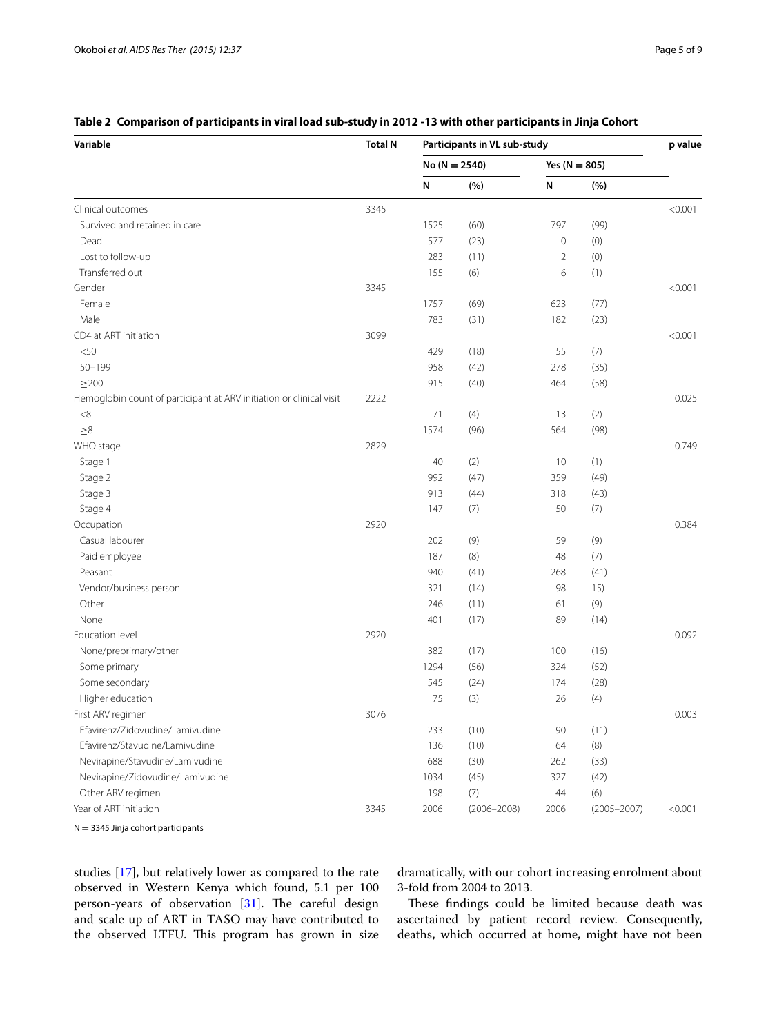**Table 2 Comparison of participants in viral load sub-study in 2012 -13 with other participants in Jinja Cohort**

| Variable | Total N | Participants in VL sub-study | | | | p value |
|---|---|---|---|---|---|---|
| | | No (N = 2540) | | Yes (N = 805) | | |
| | | N | (%) | N | (%) | |
| Clinical outcomes | 3345 | | | | | <0.001 |
| Survived and retained in care | | 1525 | (60) | 797 | (99) | |
| Dead | | 577 | (23) | 0 | (0) | |
| Lost to follow-up | | 283 | (11) | 2 | (0) | |
| Transferred out | | 155 | (6) | 6 | (1) | |
| Gender | 3345 | | | | | <0.001 |
| Female | | 1757 | (69) | 623 | (77) | |
| Male | | 783 | (31) | 182 | (23) | |
| CD4 at ART initiation | 3099 | | | | | <0.001 |
| <50 | | 429 | (18) | 55 | (7) | |
| 50–199 | | 958 | (42) | 278 | (35) | |
| ≥200 | | 915 | (40) | 464 | (58) | |
| Hemoglobin count of participant at ARV initiation or clinical visit | 2222 | | | | | 0.025 |
| <8 | | 71 | (4) | 13 | (2) | |
| ≥8 | | 1574 | (96) | 564 | (98) | |
| WHO stage | 2829 | | | | | 0.749 |
| Stage 1 | | 40 | (2) | 10 | (1) | |
| Stage 2 | | 992 | (47) | 359 | (49) | |
| Stage 3 | | 913 | (44) | 318 | (43) | |
| Stage 4 | | 147 | (7) | 50 | (7) | |
| Occupation | 2920 | | | | | 0.384 |
| Casual labourer | | 202 | (9) | 59 | (9) | |
| Paid employee | | 187 | (8) | 48 | (7) | |
| Peasant | | 940 | (41) | 268 | (41) | |
| Vendor/business person | | 321 | (14) | 98 | 15) | |
| Other | | 246 | (11) | 61 | (9) | |
| None | | 401 | (17) | 89 | (14) | |
| Education level | 2920 | | | | | 0.092 |
| None/preprimary/other | | 382 | (17) | 100 | (16) | |
| Some primary | | 1294 | (56) | 324 | (52) | |
| Some secondary | | 545 | (24) | 174 | (28) | |
| Higher education | | 75 | (3) | 26 | (4) | |
| First ARV regimen | 3076 | | | | | 0.003 |
| Efavirenz/Zidovudine/Lamivudine | | 233 | (10) | 90 | (11) | |
| Efavirenz/Stavudine/Lamivudine | | 136 | (10) | 64 | (8) | |
| Nevirapine/Stavudine/Lamivudine | | 688 | (30) | 262 | (33) | |
| Nevirapine/Zidovudine/Lamivudine | | 1034 | (45) | 327 | (42) | |
| Other ARV regimen | | 198 | (7) | 44 | (6) | |
| Year of ART initiation | 3345 | 2006 | (2006–2008) | 2006 | (2005–2007) | <0.001 |

N = 3345 Jinja cohort participants

studies [17], but relatively lower as compared to the rate observed in Western Kenya which found, 5.1 per 100 person-years of observation [31]. The careful design and scale up of ART in TASO may have contributed to the observed LTFU. This program has grown in size dramatically, with our cohort increasing enrolment about 3-fold from 2004 to 2013.

These findings could be limited because death was ascertained by patient record review. Consequently, deaths, which occurred at home, might have not been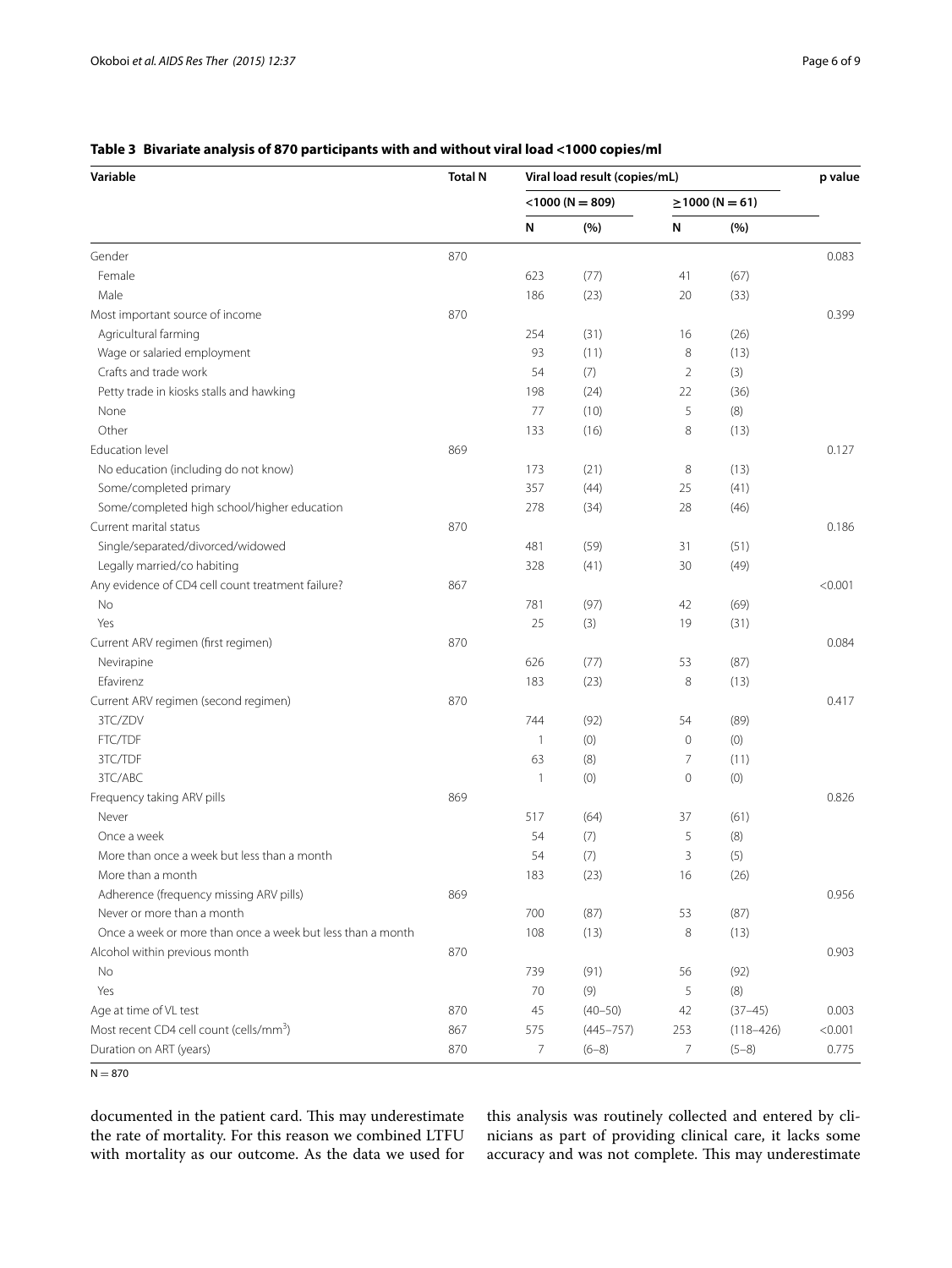**Table 3 Bivariate analysis of 870 participants with and without viral load <1000 copies/ml**

| Variable | Total N | Viral load result (copies/mL) | | | | p value |
|---|---|---|---|---|---|---|
| | | <1000 (N = 809) | | ≥1000 (N = 61) | | |
| | | N | (%) | N | (%) | |
| Gender | 870 | | | | | 0.083 |
| Female | | 623 | (77) | 41 | (67) | |
| Male | | 186 | (23) | 20 | (33) | |
| Most important source of income | 870 | | | | | 0.399 |
| Agricultural farming | | 254 | (31) | 16 | (26) | |
| Wage or salaried employment | | 93 | (11) | 8 | (13) | |
| Crafts and trade work | | 54 | (7) | 2 | (3) | |
| Petty trade in kiosks stalls and hawking | | 198 | (24) | 22 | (36) | |
| None | | 77 | (10) | 5 | (8) | |
| Other | | 133 | (16) | 8 | (13) | |
| Education level | 869 | | | | | 0.127 |
| No education (including do not know) | | 173 | (21) | 8 | (13) | |
| Some/completed primary | | 357 | (44) | 25 | (41) | |
| Some/completed high school/higher education | | 278 | (34) | 28 | (46) | |
| Current marital status | 870 | | | | | 0.186 |
| Single/separated/divorced/widowed | | 481 | (59) | 31 | (51) | |
| Legally married/co habiting | | 328 | (41) | 30 | (49) | |
| Any evidence of CD4 cell count treatment failure? | 867 | | | | | <0.001 |
| No | | 781 | (97) | 42 | (69) | |
| Yes | | 25 | (3) | 19 | (31) | |
| Current ARV regimen (first regimen) | 870 | | | | | 0.084 |
| Nevirapine | | 626 | (77) | 53 | (87) | |
| Efavirenz | | 183 | (23) | 8 | (13) | |
| Current ARV regimen (second regimen) | 870 | | | | | 0.417 |
| 3TC/ZDV | | 744 | (92) | 54 | (89) | |
| FTC/TDF | | 1 | (0) | 0 | (0) | |
| 3TC/TDF | | 63 | (8) | 7 | (11) | |
| 3TC/ABC | | 1 | (0) | 0 | (0) | |
| Frequency taking ARV pills | 869 | | | | | 0.826 |
| Never | | 517 | (64) | 37 | (61) | |
| Once a week | | 54 | (7) | 5 | (8) | |
| More than once a week but less than a month | | 54 | (7) | 3 | (5) | |
| More than a month | | 183 | (23) | 16 | (26) | |
| Adherence (frequency missing ARV pills) | 869 | | | | | 0.956 |
| Never or more than a month | | 700 | (87) | 53 | (87) | |
| Once a week or more than once a week but less than a month | | 108 | (13) | 8 | (13) | |
| Alcohol within previous month | 870 | | | | | 0.903 |
| No | | 739 | (91) | 56 | (92) | |
| Yes | | 70 | (9) | 5 | (8) | |
| Age at time of VL test | 870 | 45 | (40–50) | 42 | (37–45) | 0.003 |
| Most recent CD4 cell count (cells/mm$^3$) | 867 | 575 | (445–757) | 253 | (118–426) | <0.001 |
| Duration on ART (years) | 870 | 7 | (6–8) | 7 | (5–8) | 0.775 |

N = 870

documented in the patient card. This may underestimate the rate of mortality. For this reason we combined LTFU with mortality as our outcome. As the data we used for this analysis was routinely collected and entered by clinicians as part of providing clinical care, it lacks some accuracy and was not complete. This may underestimate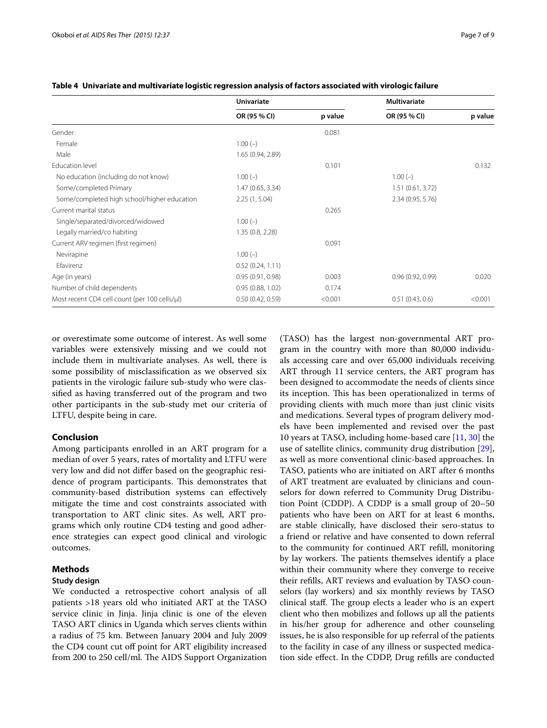**Table 4 Univariate and multivariate logistic regression analysis of factors associated with virologic failure**

| | Univariate | | Multivariate | |
|---|---|---|---|---|
| | OR (95 % CI) | p value | OR (95 % CI) | p value |
| Gender | | 0.081 | | |
| Female | 1.00 (–) | | | |
| Male | 1.65 (0.94, 2.89) | | | |
| Education level | | 0.101 | | 0.132 |
| No education (including do not know) | 1.00 (–) | | 1.00 (–) | |
| Some/completed Primary | 1.47 (0.65, 3.34) | | 1.51 (0.61, 3.72) | |
| Some/completed high school/higher education | 2.25 (1, 5.04) | | 2.34 (0.95, 5.76) | |
| Current marital status | | 0.265 | | |
| Single/separated/divorced/widowed | 1.00 (–) | | | |
| Legally married/co habiting | 1.35 (0.8, 2.28) | | | |
| Current ARV regimen (first regimen) | | 0.091 | | |
| Nevirapine | 1.00 (–) | | | |
| Efavirenz | 0.52 (0.24, 1.11) | | | |
| Age (in years) | 0.95 (0.91, 0.98) | 0.003 | 0.96 (0.92, 0.99) | 0.020 |
| Number of child dependents | 0.95 (0.88, 1.02) | 0.174 | | |
| Most recent CD4 cell count (per 100 cells/μl) | 0.50 (0.42, 0.59) | <0.001 | 0.51 (0.43, 0.6) | <0.001 |

or overestimate some outcome of interest. As well some variables were extensively missing and we could not include them in multivariate analyses. As well, there is some possibility of misclassification as we observed six patients in the virologic failure sub-study who were classified as having transferred out of the program and two other participants in the sub-study met our criteria of LTFU, despite being in care.

## Conclusion

Among participants enrolled in an ART program for a median of over 5 years, rates of mortality and LTFU were very low and did not differ based on the geographic residence of program participants. This demonstrates that community-based distribution systems can effectively mitigate the time and cost constraints associated with transportation to ART clinic sites. As well, ART programs which only routine CD4 testing and good adherence strategies can expect good clinical and virologic outcomes.

## Methods

### Study design

We conducted a retrospective cohort analysis of all patients >18 years old who initiated ART at the TASO service clinic in Jinja. Jinja clinic is one of the eleven TASO ART clinics in Uganda which serves clients within a radius of 75 km. Between January 2004 and July 2009 the CD4 count cut off point for ART eligibility increased from 200 to 250 cell/ml. The AIDS Support Organization (TASO) has the largest non-governmental ART program in the country with more than 80,000 individuals accessing care and over 65,000 individuals receiving ART through 11 service centers, the ART program has been designed to accommodate the needs of clients since its inception. This has been operationalized in terms of providing clients with much more than just clinic visits and medications. Several types of program delivery models have been implemented and revised over the past 10 years at TASO, including home-based care [11, 30] the use of satellite clinics, community drug distribution [29], as well as more conventional clinic-based approaches. In TASO, patients who are initiated on ART after 6 months of ART treatment are evaluated by clinicians and counselors for down referred to Community Drug Distribution Point (CDDP). A CDDP is a small group of 20–50 patients who have been on ART for at least 6 months, are stable clinically, have disclosed their sero-status to a friend or relative and have consented to down referral to the community for continued ART refill, monitoring by lay workers. The patients themselves identify a place within their community where they converge to receive their refills, ART reviews and evaluation by TASO counselors (lay workers) and six monthly reviews by TASO clinical staff. The group elects a leader who is an expert client who then mobilizes and follows up all the patients in his/her group for adherence and other counseling issues, he is also responsible for up referral of the patients to the facility in case of any illness or suspected medication side effect. In the CDDP, Drug refills are conducted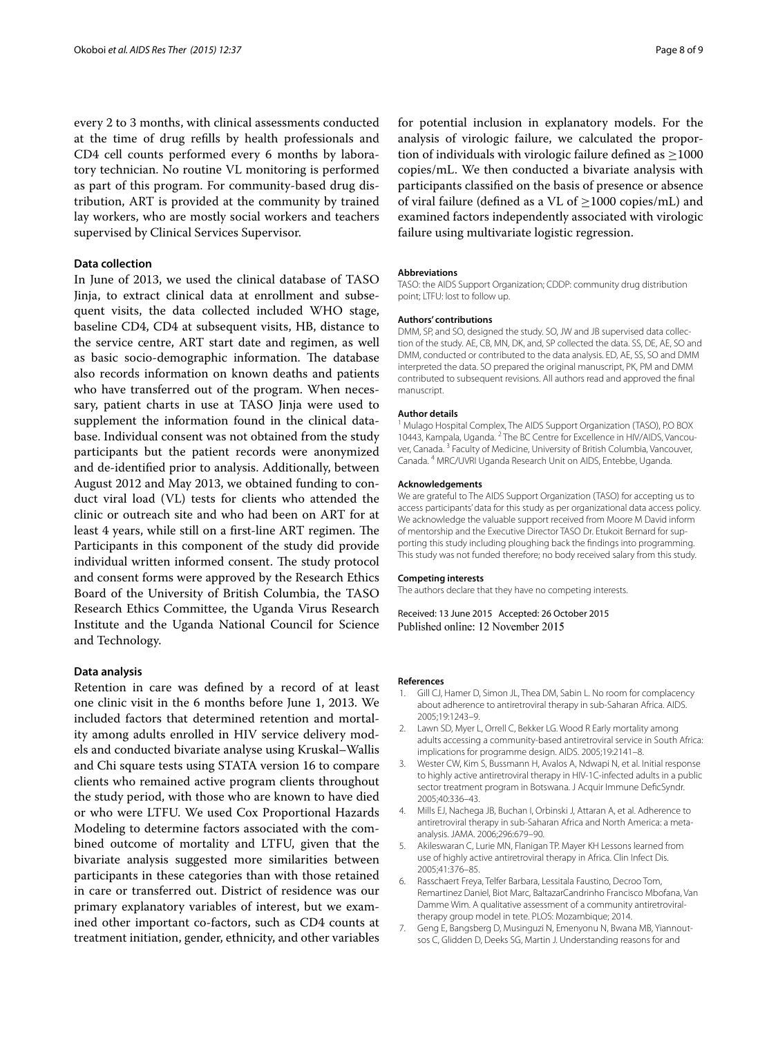every 2 to 3 months, with clinical assessments conducted at the time of drug refills by health professionals and CD4 cell counts performed every 6 months by laboratory technician. No routine VL monitoring is performed as part of this program. For community-based drug distribution, ART is provided at the community by trained lay workers, who are mostly social workers and teachers supervised by Clinical Services Supervisor.

### Data collection

In June of 2013, we used the clinical database of TASO Jinja, to extract clinical data at enrollment and subsequent visits, the data collected included WHO stage, baseline CD4, CD4 at subsequent visits, HB, distance to the service centre, ART start date and regimen, as well as basic socio-demographic information. The database also records information on known deaths and patients who have transferred out of the program. When necessary, patient charts in use at TASO Jinja were used to supplement the information found in the clinical database. Individual consent was not obtained from the study participants but the patient records were anonymized and de-identified prior to analysis. Additionally, between August 2012 and May 2013, we obtained funding to conduct viral load (VL) tests for clients who attended the clinic or outreach site and who had been on ART for at least 4 years, while still on a first-line ART regimen. The Participants in this component of the study did provide individual written informed consent. The study protocol and consent forms were approved by the Research Ethics Board of the University of British Columbia, the TASO Research Ethics Committee, the Uganda Virus Research Institute and the Uganda National Council for Science and Technology.

### Data analysis

Retention in care was defined by a record of at least one clinic visit in the 6 months before June 1, 2013. We included factors that determined retention and mortality among adults enrolled in HIV service delivery models and conducted bivariate analyse using Kruskal–Wallis and Chi square tests using STATA version 16 to compare clients who remained active program clients throughout the study period, with those who are known to have died or who were LTFU. We used Cox Proportional Hazards Modeling to determine factors associated with the combined outcome of mortality and LTFU, given that the bivariate analysis suggested more similarities between participants in these categories than with those retained in care or transferred out. District of residence was our primary explanatory variables of interest, but we examined other important co-factors, such as CD4 counts at treatment initiation, gender, ethnicity, and other variables for potential inclusion in explanatory models. For the analysis of virologic failure, we calculated the proportion of individuals with virologic failure defined as $\geq$1000 copies/mL. We then conducted a bivariate analysis with participants classified on the basis of presence or absence of viral failure (defined as a VL of $\geq$1000 copies/mL) and examined factors independently associated with virologic failure using multivariate logistic regression.

#### Abbreviations

TASO: the AIDS Support Organization; CDDP: community drug distribution point; LTFU: lost to follow up.

#### Authors' contributions

DMM, SP, and SO, designed the study. SO, JW and JB supervised data collection of the study. AE, CB, MN, DK, and, SP collected the data. SS, DE, AE, SO and DMM, conducted or contributed to the data analysis. ED, AE, SS, SO and DMM interpreted the data. SO prepared the original manuscript, PK, PM and DMM contributed to subsequent revisions. All authors read and approved the final manuscript.

#### Author details

[1] Mulago Hospital Complex, The AIDS Support Organization (TASO), P.O BOX 10443, Kampala, Uganda. [2] The BC Centre for Excellence in HIV/AIDS, Vancouver, Canada. [3] Faculty of Medicine, University of British Columbia, Vancouver, Canada. [4] MRC/UVRI Uganda Research Unit on AIDS, Entebbe, Uganda.

#### Acknowledgements

We are grateful to The AIDS Support Organization (TASO) for accepting us to access participants' data for this study as per organizational data access policy. We acknowledge the valuable support received from Moore M David inform of mentorship and the Executive Director TASO Dr. Etukoit Bernard for supporting this study including ploughing back the findings into programming. This study was not funded therefore; no body received salary from this study.

#### Competing interests

The authors declare that they have no competing interests.

Received: 13 June 2015 Accepted: 26 October 2015
Published online: 12 November 2015

#### References

1. Gill CJ, Hamer D, Simon JL, Thea DM, Sabin L. No room for complacency about adherence to antiretroviral therapy in sub-Saharan Africa. AIDS. 2005;19:1243–9.
2. Lawn SD, Myer L, Orrell C, Bekker LG. Wood R Early mortality among adults accessing a community-based antiretroviral service in South Africa: implications for programme design. AIDS. 2005;19:2141–8.
3. Wester CW, Kim S, Bussmann H, Avalos A, Ndwapi N, et al. Initial response to highly active antiretroviral therapy in HIV-1C-infected adults in a public sector treatment program in Botswana. J Acquir Immune DeficSyndr. 2005;40:336–43.
4. Mills EJ, Nachega JB, Buchan I, Orbinski J, Attaran A, et al. Adherence to antiretroviral therapy in sub-Saharan Africa and North America: a meta-analysis. JAMA. 2006;296:679–90.
5. Akileswaran C, Lurie MN, Flanigan TP. Mayer KH Lessons learned from use of highly active antiretroviral therapy in Africa. Clin Infect Dis. 2005;41:376–85.
6. Rasschaert Freya, Telfer Barbara, Lessitala Faustino, Decroo Tom, Remartinez Daniel, Biot Marc, BaltazarCandrinho Francisco Mbofana, Van Damme Wim. A qualitative assessment of a community antiretroviral-therapy group model in tete. PLOS: Mozambique; 2014.
7. Geng E, Bangsberg D, Musinguzi N, Emenyonu N, Bwana MB, Yiannoutsos C, Glidden D, Deeks SG, Martin J. Understanding reasons for and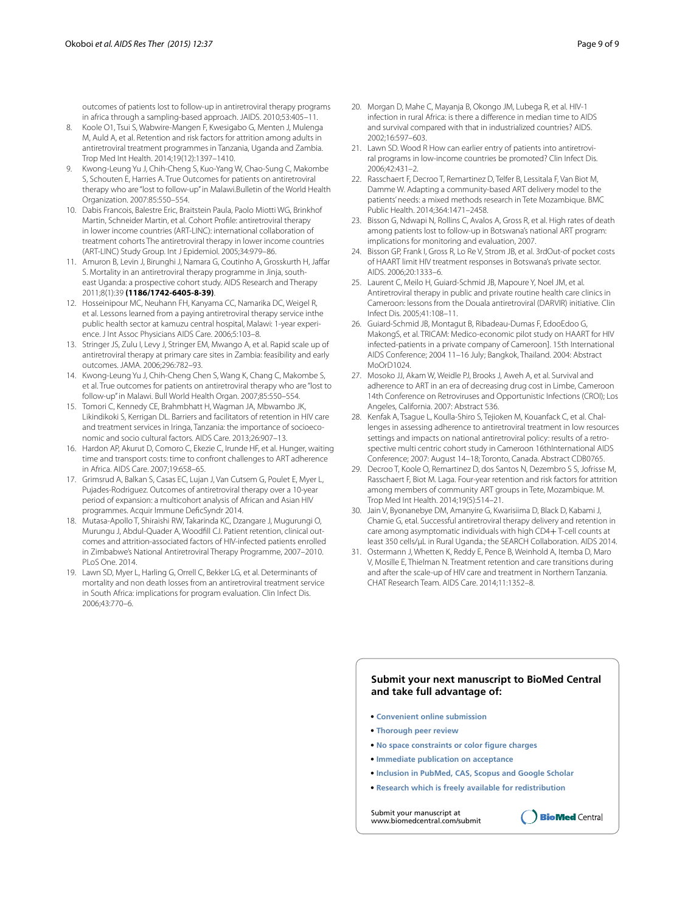outcomes of patients lost to follow-up in antiretroviral therapy programs in africa through a sampling-based approach. JAIDS. 2010;53:405–11.

8. Koole O1, Tsui S, Wabwire-Mangen F, Kwesigabo G, Menten J, Mulenga M, Auld A, et al. Retention and risk factors for attrition among adults in antiretroviral treatment programmes in Tanzania, Uganda and Zambia. Trop Med Int Health. 2014;19(12):1397–1410.
9. Kwong-Leung Yu J, Chih-Cheng S, Kuo-Yang W, Chao-Sung C, Makombe S, Schouten E, Harries A. True Outcomes for patients on antiretroviral therapy who are "lost to follow-up" in Malawi.Bulletin of the World Health Organization. 2007:85:550–554.
10. Dabis Francois, Balestre Eric, Braitstein Paula, Paolo Miotti WG, Brinkhof Martin, Schneider Martin, et al. Cohort Profile: antiretroviral therapy in lower income countries (ART-LINC): international collaboration of treatment cohorts The antiretroviral therapy in lower income countries (ART-LINC) Study Group. Int J Epidemiol. 2005;34:979–86.
11. Amuron B, Levin J, Birunghi J, Namara G, Coutinho A, Grosskurth H, Jaffar S. Mortality in an antiretroviral therapy programme in Jinja, south-east Uganda: a prospective cohort study. AIDS Research and Therapy 2011;8(1):39 **(1186/1742-6405-8-39)**.
12. Hosseinipour MC, Neuhann FH, Kanyama CC, Namarika DC, Weigel R, et al. Lessons learned from a paying antiretroviral therapy service inthe public health sector at kamuzu central hospital, Malawi: 1-year experience. J Int Assoc Physicians AIDS Care. 2006;5:103–8.
13. Stringer JS, Zulu I, Levy J, Stringer EM, Mwango A, et al. Rapid scale up of antiretroviral therapy at primary care sites in Zambia: feasibility and early outcomes. JAMA. 2006;296:782–93.
14. Kwong-Leung Yu J, Chih-Cheng Chen S, Wang K, Chang C, Makombe S, et al. True outcomes for patients on antiretroviral therapy who are "lost to follow-up" in Malawi. Bull World Health Organ. 2007;85:550–554.
15. Tomori C, Kennedy CE, Brahmbhatt H, Wagman JA, Mbwambo JK, Likindikoki S, Kerrigan DL. Barriers and facilitators of retention in HIV care and treatment services in Iringa, Tanzania: the importance of socioeconomic and socio cultural factors. AIDS Care. 2013;26:907–13.
16. Hardon AP, Akurut D, Comoro C, Ekezie C, Irunde HF, et al. Hunger, waiting time and transport costs: time to confront challenges to ART adherence in Africa. AIDS Care. 2007;19:658–65.
17. Grimsrud A, Balkan S, Casas EC, Lujan J, Van Cutsem G, Poulet E, Myer L, Pujades-Rodriguez. Outcomes of antiretroviral therapy over a 10-year period of expansion: a multicohort analysis of African and Asian HIV programmes. Acquir Immune DeficSyndr 2014.
18. Mutasa-Apollo T, Shiraishi RW, Takarinda KC, Dzangare J, Mugurungi O, Murungu J, Abdul-Quader A, Woodfill CJ. Patient retention, clinical outcomes and attrition-associated factors of HIV-infected patients enrolled in Zimbabwe's National Antiretroviral Therapy Programme, 2007–2010. PLoS One. 2014.
19. Lawn SD, Myer L, Harling G, Orrell C, Bekker LG, et al. Determinants of mortality and non death losses from an antiretroviral treatment service in South Africa: implications for program evaluation. Clin Infect Dis. 2006;43:770–6.
20. Morgan D, Mahe C, Mayanja B, Okongo JM, Lubega R, et al. HIV-1 infection in rural Africa: is there a difference in median time to AIDS and survival compared with that in industrialized countries? AIDS. 2002;16:597–603.
21. Lawn SD. Wood R How can earlier entry of patients into antiretroviral programs in low-income countries be promoted? Clin Infect Dis. 2006;42:431–2.
22. Rasschaert F, Decroo T, Remartinez D, Telfer B, Lessitala F, Van Biot M, Damme W. Adapting a community-based ART delivery model to the patients' needs: a mixed methods research in Tete Mozambique. BMC Public Health. 2014;364:1471–2458.
23. Bisson G, Ndwapi N, Rollins C, Avalos A, Gross R, et al. High rates of death among patients lost to follow-up in Botswana's national ART program: implications for monitoring and evaluation, 2007.
24. Bisson GP, Frank I, Gross R, Lo Re V, Strom JB, et al. 3rdOut-of pocket costs of HAART limit HIV treatment responses in Botswana's private sector. AIDS. 2006;20:1333–6.
25. Laurent C, Meilo H, Guiard-Schmid JB, Mapoure Y, Noel JM, et al. Antiretroviral therapy in public and private routine health care clinics in Cameroon: lessons from the Douala antiretroviral (DARVIR) initiative. Clin Infect Dis. 2005;41:108–11.
26. Guiard-Schmid JB, Montagut B, Ribadeau-Dumas F, EdooEdoo G, MakongS, et al. TRICAM: Medico-economic pilot study on HAART for HIV infected-patients in a private company of Cameroon]. 15th International AIDS Conference; 2004 11–16 July; Bangkok, Thailand. 2004: Abstract MoOrD1024.
27. Mosoko JJ, Akam W, Weidle PJ, Brooks J, Aweh A, et al. Survival and adherence to ART in an era of decreasing drug cost in Limbe, Cameroon 14th Conference on Retroviruses and Opportunistic Infections (CROI); Los Angeles, California. 2007: Abstract 536.
28. Kenfak A, Tsague L, Koulla-Shiro S, Tejioken M, Kouanfack C, et al. Challenges in assessing adherence to antiretroviral treatment in low resources settings and impacts on national antiretroviral policy: results of a retrospective multi centric cohort study in Cameroon 16thInternational AIDS Conference; 2007: August 14–18; Toronto, Canada. Abstract CDB0765.
29. Decroo T, Koole O, Remartinez D, dos Santos N, Dezembro S S, Jofrisse M, Rasschaert F, Biot M. Laga. Four-year retention and risk factors for attrition among members of community ART groups in Tete, Mozambique. M. Trop Med Int Health. 2014;19(5):514–21.
30. Jain V, Byonanebye DM, Amanyire G, Kwarisiima D, Black D, Kabami J, Chamie G, etal. Successful antiretroviral therapy delivery and retention in care among asymptomatic individuals with high CD4+ T-cell counts at least 350 cells/μL in Rural Uganda.; the SEARCH Collaboration. AIDS 2014.
31. Ostermann J, Whetten K, Reddy E, Pence B, Weinhold A, Itemba D, Maro V, Mosille E, Thielman N. Treatment retention and care transitions during and after the scale-up of HIV care and treatment in Northern Tanzania. CHAT Research Team. AIDS Care. 2014;11:1352–8.

**Submit your next manuscript to BioMed Central and take full advantage of:**

- **Convenient online submission**
- **Thorough peer review**
- **No space constraints or color figure charges**
- **Immediate publication on acceptance**
- **Inclusion in PubMed, CAS, Scopus and Google Scholar**
- **Research which is freely available for redistribution**

Submit your manuscript at
www.biomedcentral.com/submit

BioMed Central